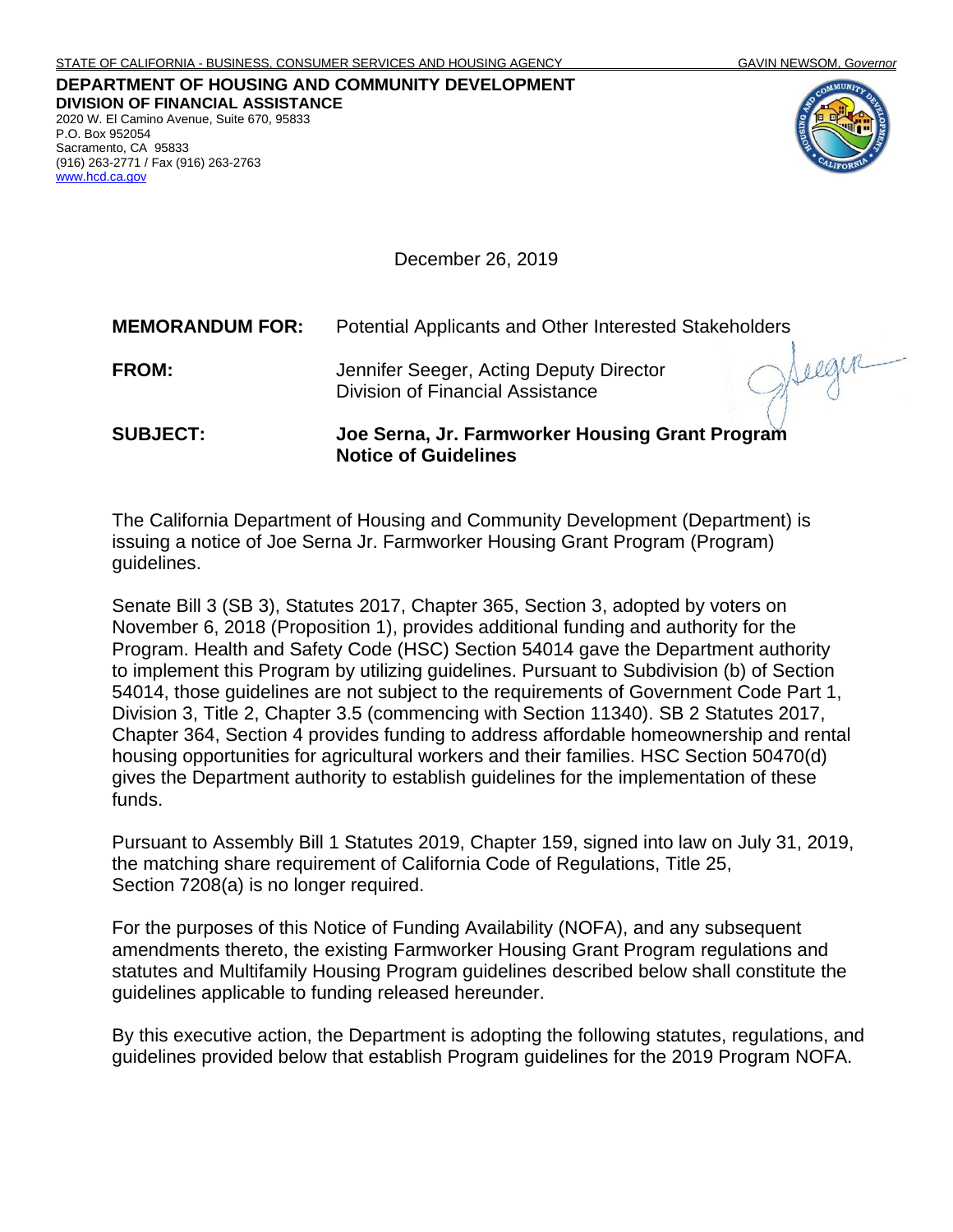STATE OF CALIFORNIA - BUSINESS, CONSUMER SERVICES AND HOUSING AGENCY GAVIN NEWSOM, *Governor*

**DEPARTMENT OF HOUSING AND COMMUNITY DEVELOPMENT**
**DIVISION OF FINANCIAL ASSISTANCE**
2020 W. El Camino Avenue, Suite 670, 95833
P.O. Box 952054
Sacramento, CA 95833
(916) 263-2771 / Fax (916) 263-2763
www.hcd.ca.gov

December 26, 2019

**MEMORANDUM FOR:** Potential Applicants and Other Interested Stakeholders

**FROM:** Jennifer Seeger, Acting Deputy Director
Division of Financial Assistance

**SUBJECT:** **Joe Serna, Jr. Farmworker Housing Grant Program Notice of Guidelines**

The California Department of Housing and Community Development (Department) is issuing a notice of Joe Serna Jr. Farmworker Housing Grant Program (Program) guidelines.

Senate Bill 3 (SB 3), Statutes 2017, Chapter 365, Section 3, adopted by voters on November 6, 2018 (Proposition 1), provides additional funding and authority for the Program. Health and Safety Code (HSC) Section 54014 gave the Department authority to implement this Program by utilizing guidelines. Pursuant to Subdivision (b) of Section 54014, those guidelines are not subject to the requirements of Government Code Part 1, Division 3, Title 2, Chapter 3.5 (commencing with Section 11340). SB 2 Statutes 2017, Chapter 364, Section 4 provides funding to address affordable homeownership and rental housing opportunities for agricultural workers and their families. HSC Section 50470(d) gives the Department authority to establish guidelines for the implementation of these funds.

Pursuant to Assembly Bill 1 Statutes 2019, Chapter 159, signed into law on July 31, 2019, the matching share requirement of California Code of Regulations, Title 25, Section 7208(a) is no longer required.

For the purposes of this Notice of Funding Availability (NOFA), and any subsequent amendments thereto, the existing Farmworker Housing Grant Program regulations and statutes and Multifamily Housing Program guidelines described below shall constitute the guidelines applicable to funding released hereunder.

By this executive action, the Department is adopting the following statutes, regulations, and guidelines provided below that establish Program guidelines for the 2019 Program NOFA.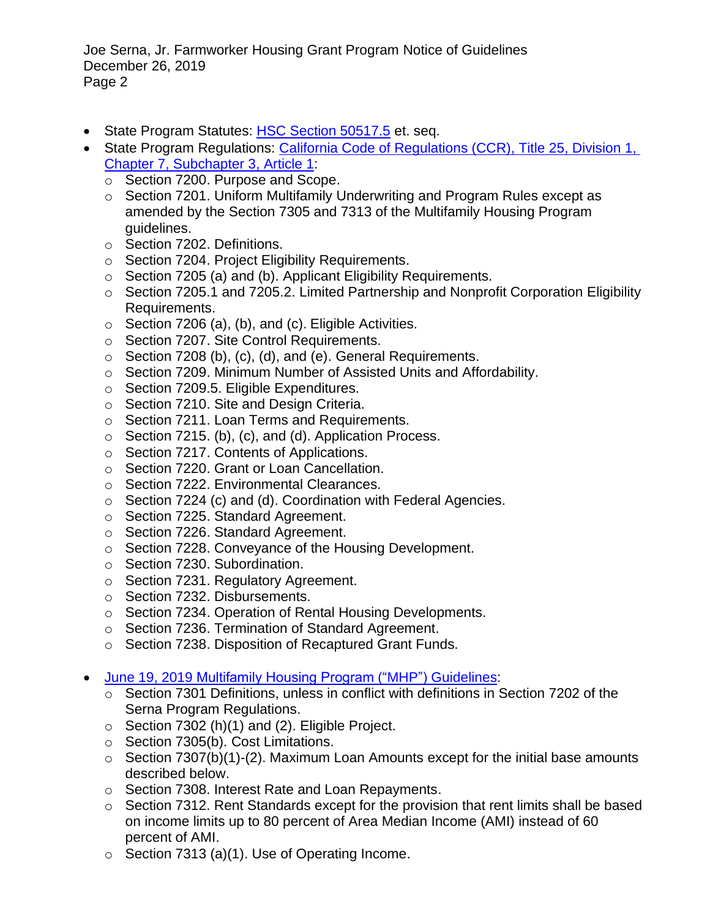- State Program Statutes: HSC Section 50517.5 et. seq.
- State Program Regulations: California Code of Regulations (CCR), Title 25, Division 1, Chapter 7, Subchapter 3, Article 1:
  - Section 7200. Purpose and Scope.
  - Section 7201. Uniform Multifamily Underwriting and Program Rules except as amended by the Section 7305 and 7313 of the Multifamily Housing Program guidelines.
  - Section 7202. Definitions.
  - Section 7204. Project Eligibility Requirements.
  - Section 7205 (a) and (b). Applicant Eligibility Requirements.
  - Section 7205.1 and 7205.2. Limited Partnership and Nonprofit Corporation Eligibility Requirements.
  - Section 7206 (a), (b), and (c). Eligible Activities.
  - Section 7207. Site Control Requirements.
  - Section 7208 (b), (c), (d), and (e). General Requirements.
  - Section 7209. Minimum Number of Assisted Units and Affordability.
  - Section 7209.5. Eligible Expenditures.
  - Section 7210. Site and Design Criteria.
  - Section 7211. Loan Terms and Requirements.
  - Section 7215. (b), (c), and (d). Application Process.
  - Section 7217. Contents of Applications.
  - Section 7220. Grant or Loan Cancellation.
  - Section 7222. Environmental Clearances.
  - Section 7224 (c) and (d). Coordination with Federal Agencies.
  - Section 7225. Standard Agreement.
  - Section 7226. Standard Agreement.
  - Section 7228. Conveyance of the Housing Development.
  - Section 7230. Subordination.
  - Section 7231. Regulatory Agreement.
  - Section 7232. Disbursements.
  - Section 7234. Operation of Rental Housing Developments.
  - Section 7236. Termination of Standard Agreement.
  - Section 7238. Disposition of Recaptured Grant Funds.

- June 19, 2019 Multifamily Housing Program ("MHP") Guidelines:
  - Section 7301 Definitions, unless in conflict with definitions in Section 7202 of the Serna Program Regulations.
  - Section 7302 (h)(1) and (2). Eligible Project.
  - Section 7305(b). Cost Limitations.
  - Section 7307(b)(1)-(2). Maximum Loan Amounts except for the initial base amounts described below.
  - Section 7308. Interest Rate and Loan Repayments.
  - Section 7312. Rent Standards except for the provision that rent limits shall be based on income limits up to 80 percent of Area Median Income (AMI) instead of 60 percent of AMI.
  - Section 7313 (a)(1). Use of Operating Income.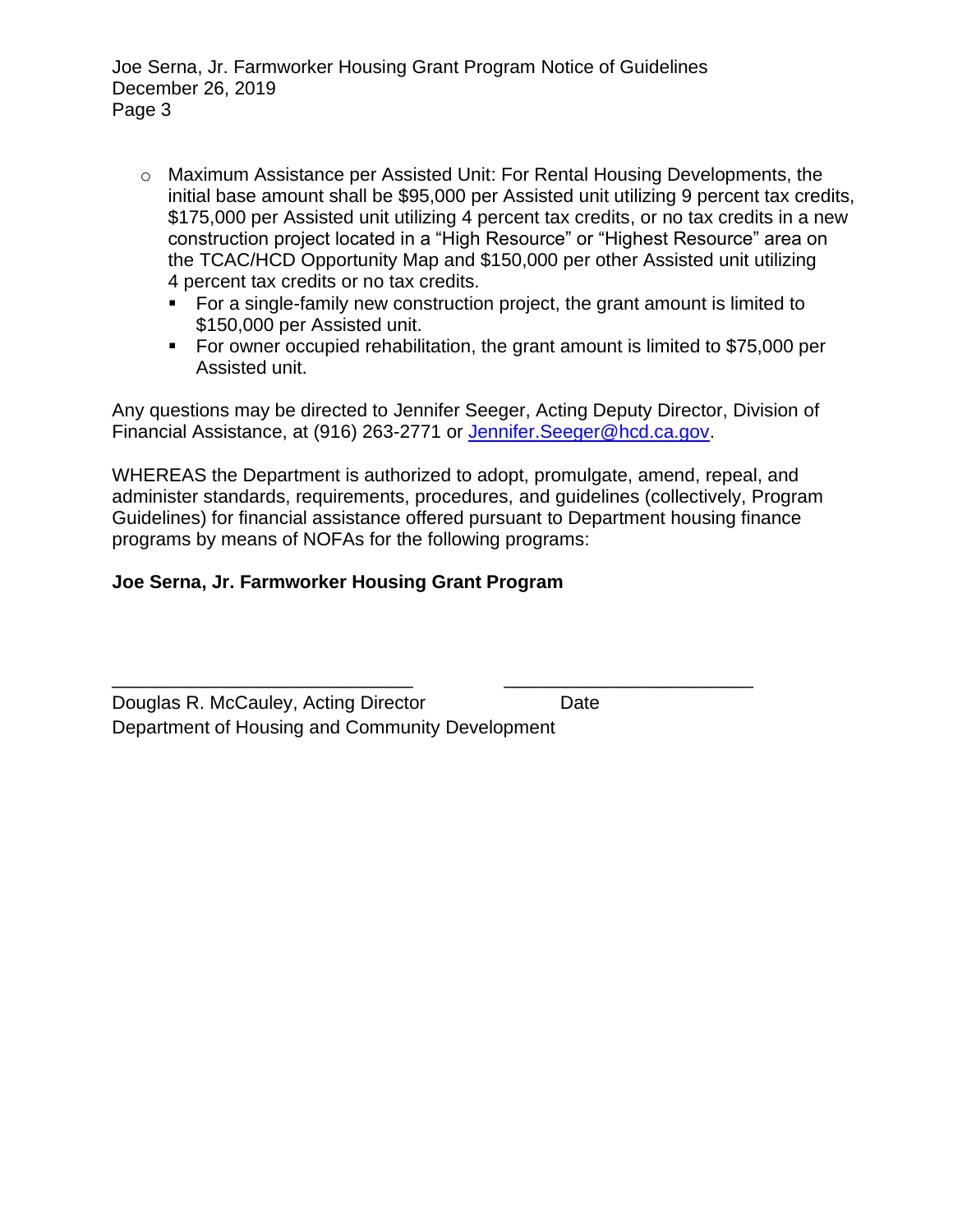- Maximum Assistance per Assisted Unit: For Rental Housing Developments, the initial base amount shall be $95,000 per Assisted unit utilizing 9 percent tax credits, $175,000 per Assisted unit utilizing 4 percent tax credits, or no tax credits in a new construction project located in a "High Resource" or "Highest Resource" area on the TCAC/HCD Opportunity Map and $150,000 per other Assisted unit utilizing 4 percent tax credits or no tax credits.
  - For a single-family new construction project, the grant amount is limited to $150,000 per Assisted unit.
  - For owner occupied rehabilitation, the grant amount is limited to $75,000 per Assisted unit.

Any questions may be directed to Jennifer Seeger, Acting Deputy Director, Division of Financial Assistance, at (916) 263-2771 or Jennifer.Seeger@hcd.ca.gov.

WHEREAS the Department is authorized to adopt, promulgate, amend, repeal, and administer standards, requirements, procedures, and guidelines (collectively, Program Guidelines) for financial assistance offered pursuant to Department housing finance programs by means of NOFAs for the following programs:

**Joe Serna, Jr. Farmworker Housing Grant Program**

_____________________________ \_\_\_\_\_\_\_\_\_\_\_\_\_\_\_\_\_\_\_\_\_\_\_\_\_

Douglas R. McCauley, Acting Director Date
Department of Housing and Community Development